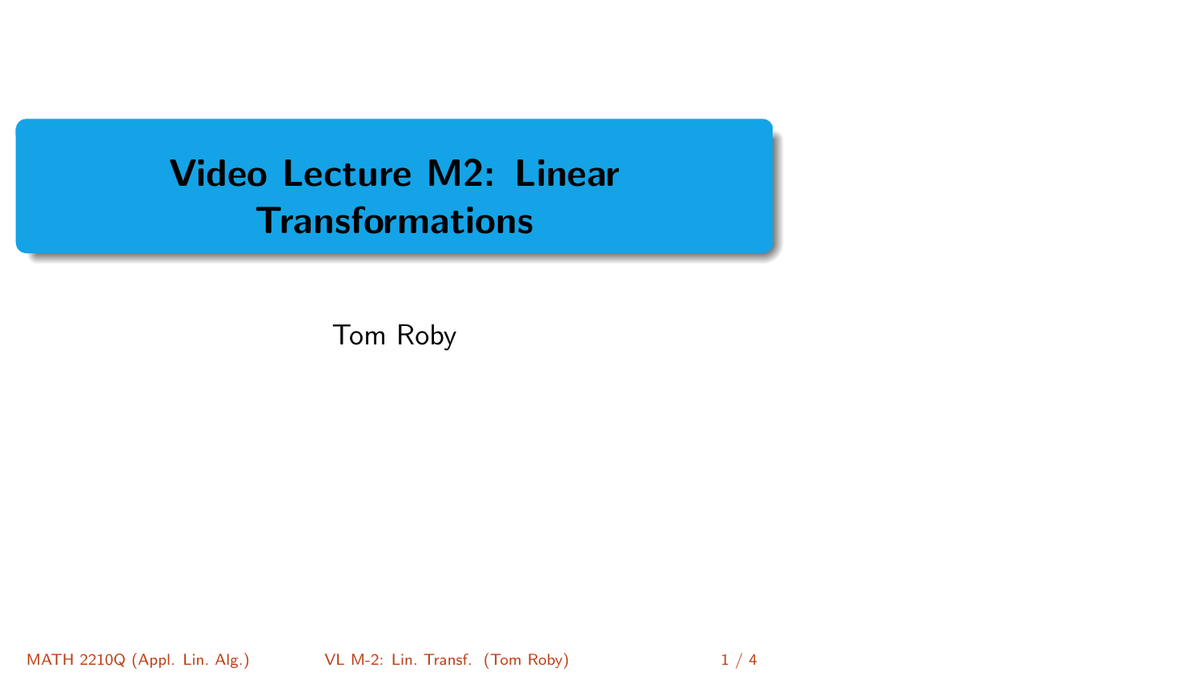# Video Lecture M2: Linear Transformations

Tom Roby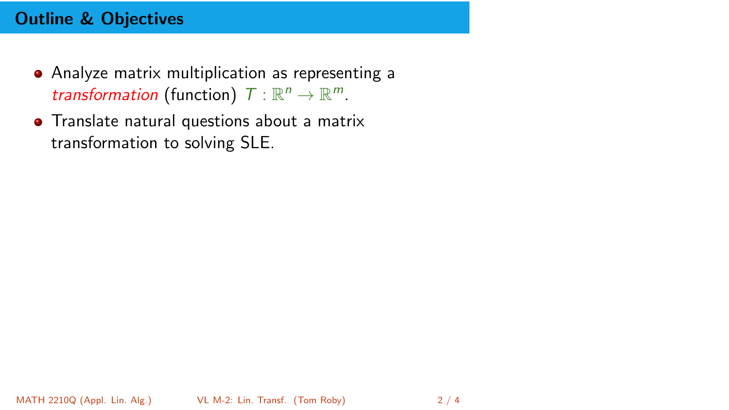## Outline & Objectives

- Analyze matrix multiplication as representing a *transformation* (function) $T : \mathbb{R}^n \to \mathbb{R}^m$.
- Translate natural questions about a matrix transformation to solving SLE.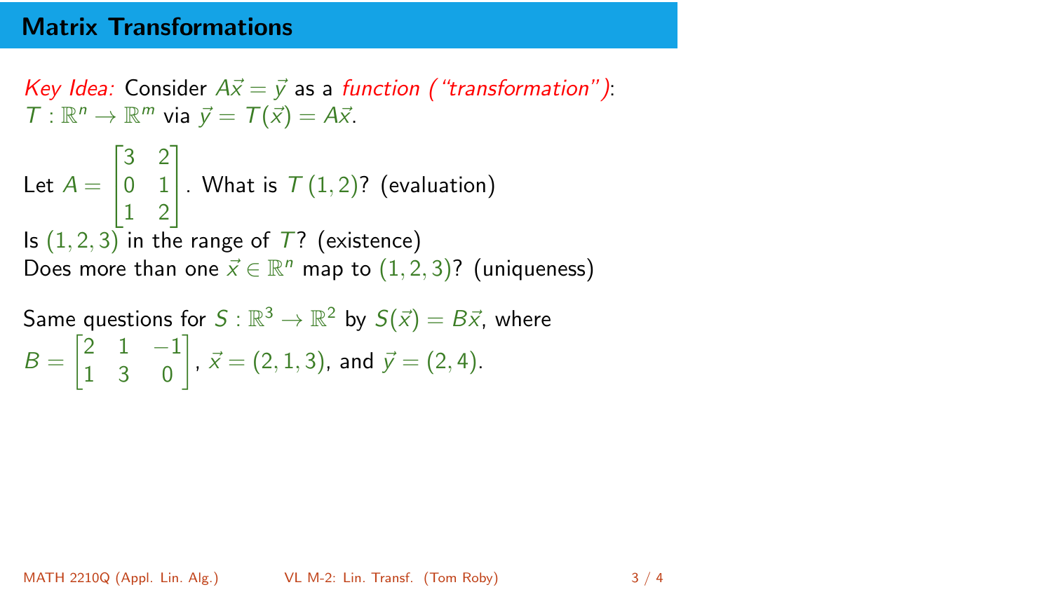## Matrix Transformations

*Key Idea:* Consider $A\vec{x} = \vec{y}$ as a *function ("transformation")*: $T : \mathbb{R}^n \to \mathbb{R}^m$ via $\vec{y} = T(\vec{x}) = A\vec{x}$.

Let $A = \begin{bmatrix} 3 & 2 \\ 0 & 1 \\ 1 & 2 \end{bmatrix}$. What is $T(1, 2)$? (evaluation)

Is $(1, 2, 3)$ in the range of $T$? (existence)

Does more than one $\vec{x} \in \mathbb{R}^n$ map to $(1, 2, 3)$? (uniqueness)

Same questions for $S : \mathbb{R}^3 \to \mathbb{R}^2$ by $S(\vec{x}) = B\vec{x}$, where $B = \begin{bmatrix} 2 & 1 & -1 \\ 1 & 3 & 0 \end{bmatrix}$, $\vec{x} = (2, 1, 3)$, and $\vec{y} = (2, 4)$.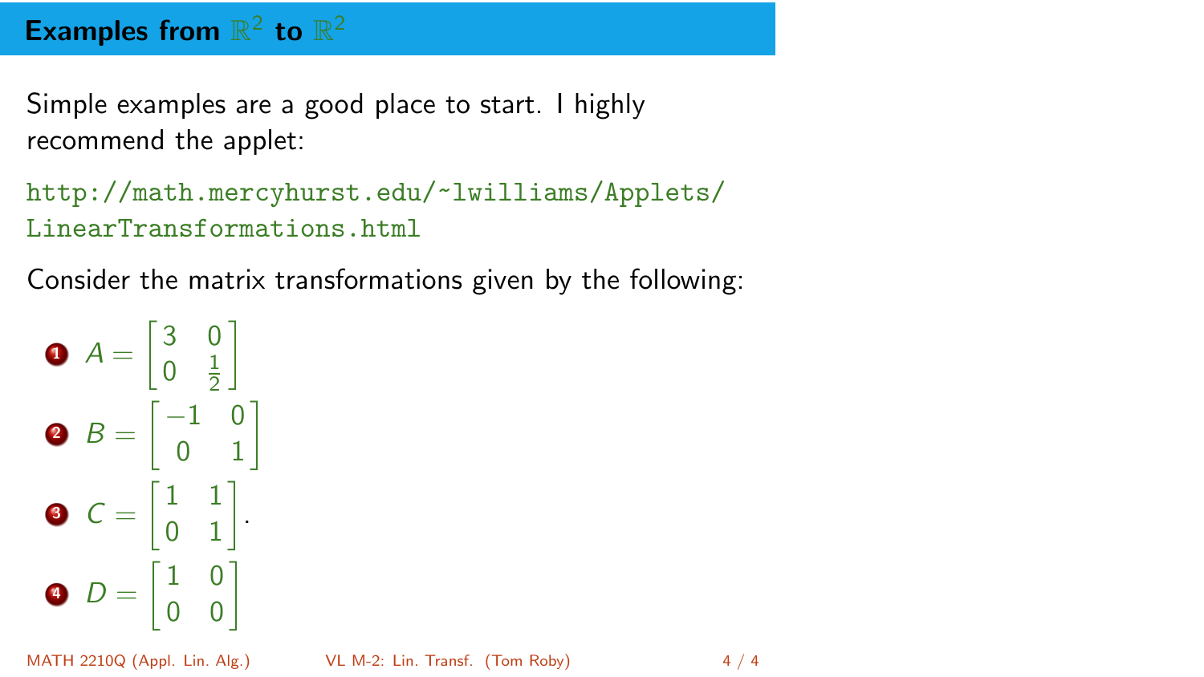## Examples from $\mathbb{R}^2$ to $\mathbb{R}^2$

Simple examples are a good place to start. I highly recommend the applet:

http://math.mercyhurst.edu/~lwilliams/Applets/LinearTransformations.html

Consider the matrix transformations given by the following:

1. $A = \begin{bmatrix} 3 & 0 \\ 0 & \frac{1}{2} \end{bmatrix}$
2. $B = \begin{bmatrix} -1 & 0 \\ 0 & 1 \end{bmatrix}$
3. $C = \begin{bmatrix} 1 & 1 \\ 0 & 1 \end{bmatrix}$.
4. $D = \begin{bmatrix} 1 & 0 \\ 0 & 0 \end{bmatrix}$